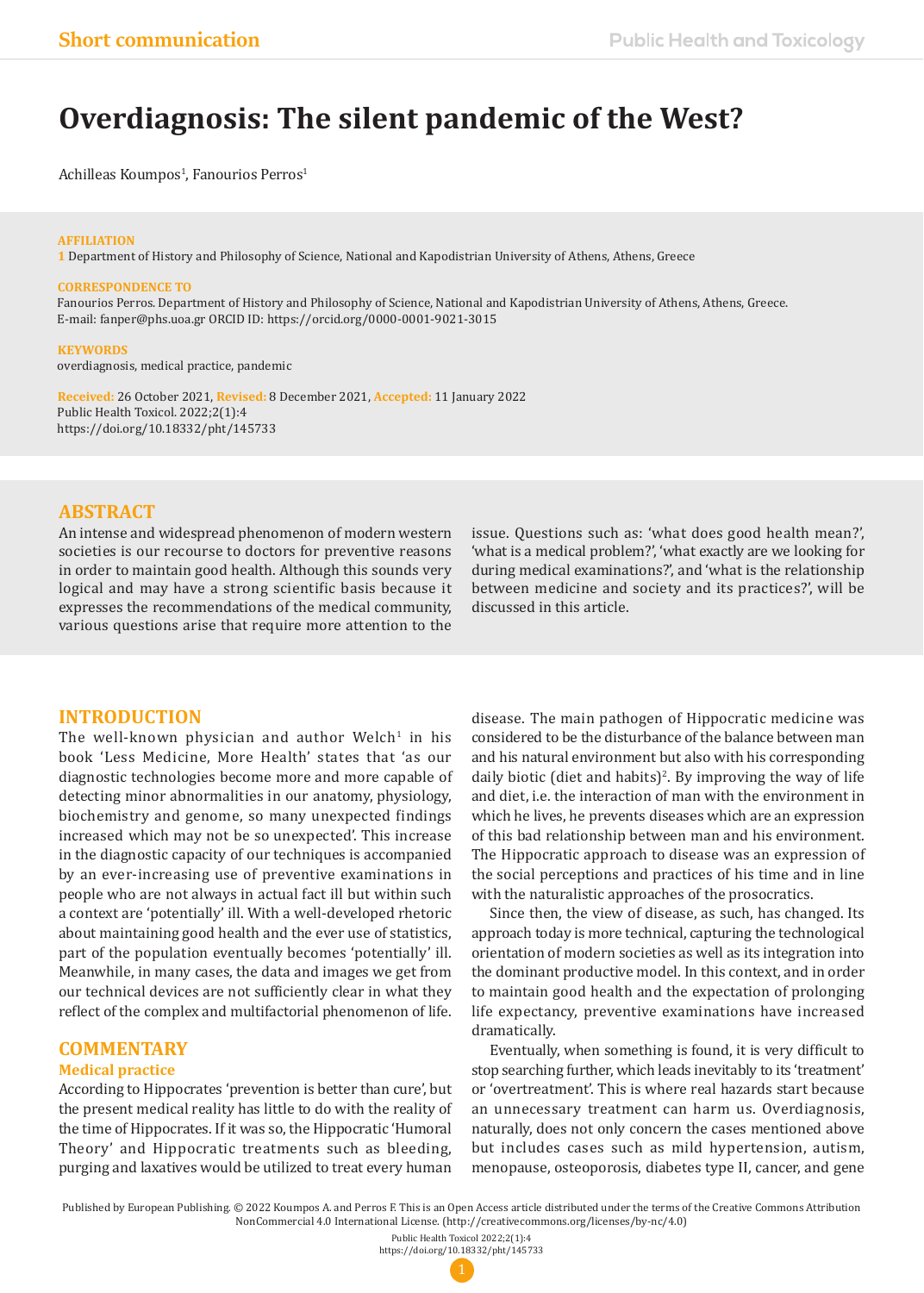# Overdiagnosis: The silent pandemic of the West?

Achilleas Koumpos[1], Fanourios Perros[1]

**AFFILIATION**

1 Department of History and Philosophy of Science, National and Kapodistrian University of Athens, Athens, Greece

**CORRESPONDENCE TO**

Fanourios Perros. Department of History and Philosophy of Science, National and Kapodistrian University of Athens, Athens, Greece. E-mail: fanper@phs.uoa.gr ORCID ID: https://orcid.org/0000-0001-9021-3015

**KEYWORDS**

overdiagnosis, medical practice, pandemic

**Received:** 26 October 2021, **Revised:** 8 December 2021, **Accepted:** 11 January 2022
Public Health Toxicol. 2022;2(1):4
https://doi.org/10.18332/pht/145733

## ABSTRACT

An intense and widespread phenomenon of modern western societies is our recourse to doctors for preventive reasons in order to maintain good health. Although this sounds very logical and may have a strong scientific basis because it expresses the recommendations of the medical community, various questions arise that require more attention to the issue. Questions such as: 'what does good health mean?', 'what is a medical problem?', 'what exactly are we looking for during medical examinations?', and 'what is the relationship between medicine and society and its practices?', will be discussed in this article.

## INTRODUCTION

The well-known physician and author Welch[1] in his book 'Less Medicine, More Health' states that 'as our diagnostic technologies become more and more capable of detecting minor abnormalities in our anatomy, physiology, biochemistry and genome, so many unexpected findings increased which may not be so unexpected'. This increase in the diagnostic capacity of our techniques is accompanied by an ever-increasing use of preventive examinations in people who are not always in actual fact ill but within such a context are 'potentially' ill. With a well-developed rhetoric about maintaining good health and the ever use of statistics, part of the population eventually becomes 'potentially' ill. Meanwhile, in many cases, the data and images we get from our technical devices are not sufficiently clear in what they reflect of the complex and multifactorial phenomenon of life.

## COMMENTARY

### Medical practice

According to Hippocrates 'prevention is better than cure', but the present medical reality has little to do with the reality of the time of Hippocrates. If it was so, the Hippocratic 'Humoral Theory' and Hippocratic treatments such as bleeding, purging and laxatives would be utilized to treat every human disease. The main pathogen of Hippocratic medicine was considered to be the disturbance of the balance between man and his natural environment but also with his corresponding daily biotic (diet and habits)[2]. By improving the way of life and diet, i.e. the interaction of man with the environment in which he lives, he prevents diseases which are an expression of this bad relationship between man and his environment. The Hippocratic approach to disease was an expression of the social perceptions and practices of his time and in line with the naturalistic approaches of the prosocratics.

Since then, the view of disease, as such, has changed. Its approach today is more technical, capturing the technological orientation of modern societies as well as its integration into the dominant productive model. In this context, and in order to maintain good health and the expectation of prolonging life expectancy, preventive examinations have increased dramatically.

Eventually, when something is found, it is very difficult to stop searching further, which leads inevitably to its 'treatment' or 'overtreatment'. This is where real hazards start because an unnecessary treatment can harm us. Overdiagnosis, naturally, does not only concern the cases mentioned above but includes cases such as mild hypertension, autism, menopause, osteoporosis, diabetes type II, cancer, and gene

Published by European Publishing. © 2022 Koumpos A. and Perros F. This is an Open Access article distributed under the terms of the Creative Commons Attribution NonCommercial 4.0 International License. (http://creativecommons.org/licenses/by-nc/4.0)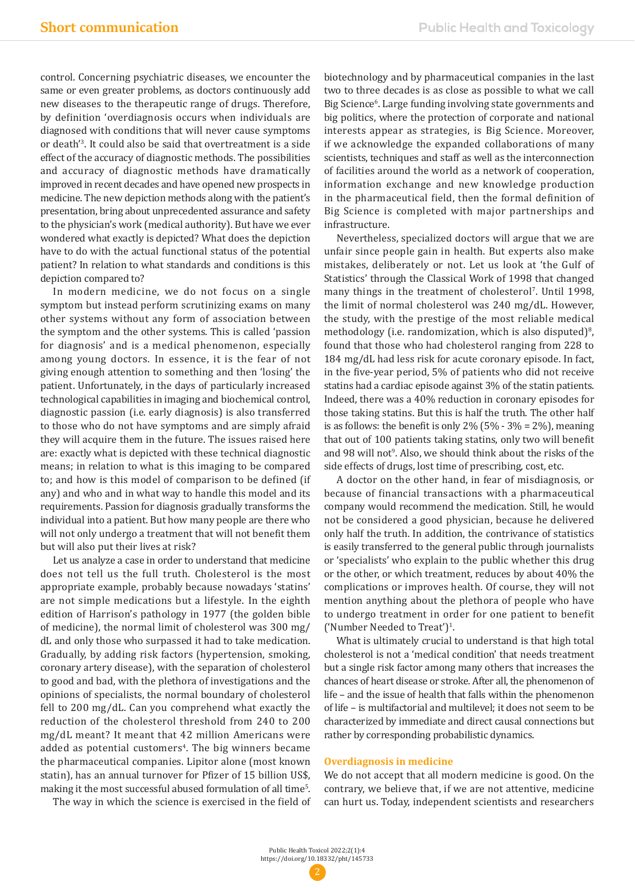control. Concerning psychiatric diseases, we encounter the same or even greater problems, as doctors continuously add new diseases to the therapeutic range of drugs. Therefore, by definition 'overdiagnosis occurs when individuals are diagnosed with conditions that will never cause symptoms or death'[3]. It could also be said that overtreatment is a side effect of the accuracy of diagnostic methods. The possibilities and accuracy of diagnostic methods have dramatically improved in recent decades and have opened new prospects in medicine. The new depiction methods along with the patient's presentation, bring about unprecedented assurance and safety to the physician's work (medical authority). But have we ever wondered what exactly is depicted? What does the depiction have to do with the actual functional status of the potential patient? In relation to what standards and conditions is this depiction compared to?

In modern medicine, we do not focus on a single symptom but instead perform scrutinizing exams on many other systems without any form of association between the symptom and the other systems. This is called 'passion for diagnosis' and is a medical phenomenon, especially among young doctors. In essence, it is the fear of not giving enough attention to something and then 'losing' the patient. Unfortunately, in the days of particularly increased technological capabilities in imaging and biochemical control, diagnostic passion (i.e. early diagnosis) is also transferred to those who do not have symptoms and are simply afraid they will acquire them in the future. The issues raised here are: exactly what is depicted with these technical diagnostic means; in relation to what is this imaging to be compared to; and how is this model of comparison to be defined (if any) and who and in what way to handle this model and its requirements. Passion for diagnosis gradually transforms the individual into a patient. But how many people are there who will not only undergo a treatment that will not benefit them but will also put their lives at risk?

Let us analyze a case in order to understand that medicine does not tell us the full truth. Cholesterol is the most appropriate example, probably because nowadays 'statins' are not simple medications but a lifestyle. In the eighth edition of Harrison's pathology in 1977 (the golden bible of medicine), the normal limit of cholesterol was 300 mg/dL and only those who surpassed it had to take medication. Gradually, by adding risk factors (hypertension, smoking, coronary artery disease), with the separation of cholesterol to good and bad, with the plethora of investigations and the opinions of specialists, the normal boundary of cholesterol fell to 200 mg/dL. Can you comprehend what exactly the reduction of the cholesterol threshold from 240 to 200 mg/dL meant? It meant that 42 million Americans were added as potential customers[4]. The big winners became the pharmaceutical companies. Lipitor alone (most known statin), has an annual turnover for Pfizer of 15 billion US$, making it the most successful abused formulation of all time[5].

The way in which the science is exercised in the field of biotechnology and by pharmaceutical companies in the last two to three decades is as close as possible to what we call Big Science[6]. Large funding involving state governments and big politics, where the protection of corporate and national interests appear as strategies, is Big Science. Moreover, if we acknowledge the expanded collaborations of many scientists, techniques and staff as well as the interconnection of facilities around the world as a network of cooperation, information exchange and new knowledge production in the pharmaceutical field, then the formal definition of Big Science is completed with major partnerships and infrastructure.

Nevertheless, specialized doctors will argue that we are unfair since people gain in health. But experts also make mistakes, deliberately or not. Let us look at 'the Gulf of Statistics' through the Classical Work of 1998 that changed many things in the treatment of cholesterol[7]. Until 1998, the limit of normal cholesterol was 240 mg/dL. However, the study, with the prestige of the most reliable medical methodology (i.e. randomization, which is also disputed)[8], found that those who had cholesterol ranging from 228 to 184 mg/dL had less risk for acute coronary episode. In fact, in the five-year period, 5% of patients who did not receive statins had a cardiac episode against 3% of the statin patients. Indeed, there was a 40% reduction in coronary episodes for those taking statins. But this is half the truth. The other half is as follows: the benefit is only 2% (5% - 3% = 2%), meaning that out of 100 patients taking statins, only two will benefit and 98 will not[9]. Also, we should think about the risks of the side effects of drugs, lost time of prescribing, cost, etc.

A doctor on the other hand, in fear of misdiagnosis, or because of financial transactions with a pharmaceutical company would recommend the medication. Still, he would not be considered a good physician, because he delivered only half the truth. In addition, the contrivance of statistics is easily transferred to the general public through journalists or 'specialists' who explain to the public whether this drug or the other, or which treatment, reduces by about 40% the complications or improves health. Of course, they will not mention anything about the plethora of people who have to undergo treatment in order for one patient to benefit ('Number Needed to Treat')[1].

What is ultimately crucial to understand is that high total cholesterol is not a 'medical condition' that needs treatment but a single risk factor among many others that increases the chances of heart disease or stroke. After all, the phenomenon of life – and the issue of health that falls within the phenomenon of life – is multifactorial and multilevel; it does not seem to be characterized by immediate and direct causal connections but rather by corresponding probabilistic dynamics.

## Overdiagnosis in medicine

We do not accept that all modern medicine is good. On the contrary, we believe that, if we are not attentive, medicine can hurt us. Today, independent scientists and researchers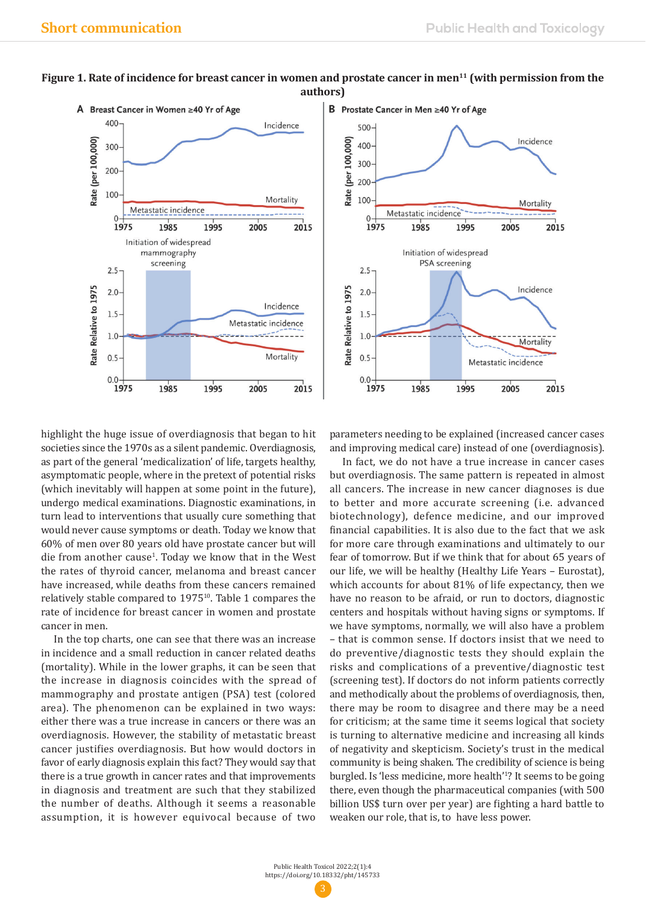**Figure 1. Rate of incidence for breast cancer in women and prostate cancer in men[11] (with permission from the authors)**

highlight the huge issue of overdiagnosis that began to hit societies since the 1970s as a silent pandemic. Overdiagnosis, as part of the general 'medicalization' of life, targets healthy, asymptomatic people, where in the pretext of potential risks (which inevitably will happen at some point in the future), undergo medical examinations. Diagnostic examinations, in turn lead to interventions that usually cure something that would never cause symptoms or death. Today we know that 60% of men over 80 years old have prostate cancer but will die from another cause[1]. Today we know that in the West the rates of thyroid cancer, melanoma and breast cancer have increased, while deaths from these cancers remained relatively stable compared to 1975[10]. Table 1 compares the rate of incidence for breast cancer in women and prostate cancer in men.

In the top charts, one can see that there was an increase in incidence and a small reduction in cancer related deaths (mortality). While in the lower graphs, it can be seen that the increase in diagnosis coincides with the spread of mammography and prostate antigen (PSA) test (colored area). The phenomenon can be explained in two ways: either there was a true increase in cancers or there was an overdiagnosis. However, the stability of metastatic breast cancer justifies overdiagnosis. But how would doctors in favor of early diagnosis explain this fact? They would say that there is a true growth in cancer rates and that improvements in diagnosis and treatment are such that they stabilized the number of deaths. Although it seems a reasonable assumption, it is however equivocal because of two parameters needing to be explained (increased cancer cases and improving medical care) instead of one (overdiagnosis).

In fact, we do not have a true increase in cancer cases but overdiagnosis. The same pattern is repeated in almost all cancers. The increase in new cancer diagnoses is due to better and more accurate screening (i.e. advanced biotechnology), defence medicine, and our improved financial capabilities. It is also due to the fact that we ask for more care through examinations and ultimately to our fear of tomorrow. But if we think that for about 65 years of our life, we will be healthy (Healthy Life Years – Eurostat), which accounts for about 81% of life expectancy, then we have no reason to be afraid, or run to doctors, diagnostic centers and hospitals without having signs or symptoms. If we have symptoms, normally, we will also have a problem – that is common sense. If doctors insist that we need to do preventive/diagnostic tests they should explain the risks and complications of a preventive/diagnostic test (screening test). If doctors do not inform patients correctly and methodically about the problems of overdiagnosis, then, there may be room to disagree and there may be a need for criticism; at the same time it seems logical that society is turning to alternative medicine and increasing all kinds of negativity and skepticism. Society's trust in the medical community is being shaken. The credibility of science is being burgled. Is 'less medicine, more health'[1]? It seems to be going there, even though the pharmaceutical companies (with 500 billion US$ turn over per year) are fighting a hard battle to weaken our role, that is, to have less power.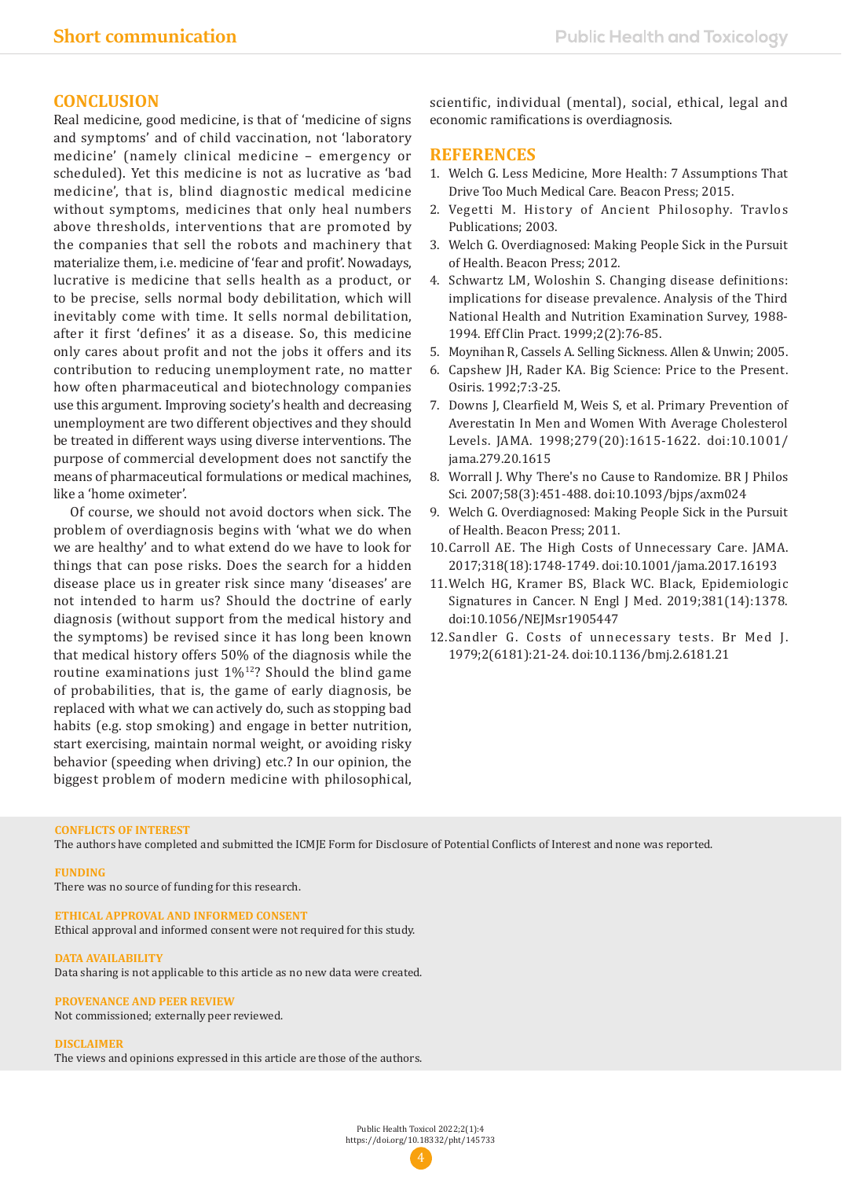## CONCLUSION

Real medicine, good medicine, is that of 'medicine of signs and symptoms' and of child vaccination, not 'laboratory medicine' (namely clinical medicine – emergency or scheduled). Yet this medicine is not as lucrative as 'bad medicine', that is, blind diagnostic medical medicine without symptoms, medicines that only heal numbers above thresholds, interventions that are promoted by the companies that sell the robots and machinery that materialize them, i.e. medicine of 'fear and profit'. Nowadays, lucrative is medicine that sells health as a product, or to be precise, sells normal body debilitation, which will inevitably come with time. It sells normal debilitation, after it first 'defines' it as a disease. So, this medicine only cares about profit and not the jobs it offers and its contribution to reducing unemployment rate, no matter how often pharmaceutical and biotechnology companies use this argument. Improving society's health and decreasing unemployment are two different objectives and they should be treated in different ways using diverse interventions. The purpose of commercial development does not sanctify the means of pharmaceutical formulations or medical machines, like a 'home oximeter'.

Of course, we should not avoid doctors when sick. The problem of overdiagnosis begins with 'what we do when we are healthy' and to what extend do we have to look for things that can pose risks. Does the search for a hidden disease place us in greater risk since many 'diseases' are not intended to harm us? Should the doctrine of early diagnosis (without support from the medical history and the symptoms) be revised since it has long been known that medical history offers 50% of the diagnosis while the routine examinations just 1%[12]? Should the blind game of probabilities, that is, the game of early diagnosis, be replaced with what we can actively do, such as stopping bad habits (e.g. stop smoking) and engage in better nutrition, start exercising, maintain normal weight, or avoiding risky behavior (speeding when driving) etc.? In our opinion, the biggest problem of modern medicine with philosophical, scientific, individual (mental), social, ethical, legal and economic ramifications is overdiagnosis.

## REFERENCES

1. Welch G. Less Medicine, More Health: 7 Assumptions That Drive Too Much Medical Care. Beacon Press; 2015.
2. Vegetti M. History of Ancient Philosophy. Travlos Publications; 2003.
3. Welch G. Overdiagnosed: Making People Sick in the Pursuit of Health. Beacon Press; 2012.
4. Schwartz LM, Woloshin S. Changing disease definitions: implications for disease prevalence. Analysis of the Third National Health and Nutrition Examination Survey, 1988-1994. Eff Clin Pract. 1999;2(2):76-85.
5. Moynihan R, Cassels A. Selling Sickness. Allen & Unwin; 2005.
6. Capshew JH, Rader KA. Big Science: Price to the Present. Osiris. 1992;7:3-25.
7. Downs J, Clearfield M, Weis S, et al. Primary Prevention of Averestatin In Men and Women With Average Cholesterol Levels. JAMA. 1998;279(20):1615-1622. doi:10.1001/jama.279.20.1615
8. Worrall J. Why There's no Cause to Randomize. BR J Philos Sci. 2007;58(3):451-488. doi:10.1093/bjps/axm024
9. Welch G. Overdiagnosed: Making People Sick in the Pursuit of Health. Beacon Press; 2011.
10. Carroll AE. The High Costs of Unnecessary Care. JAMA. 2017;318(18):1748-1749. doi:10.1001/jama.2017.16193
11. Welch HG, Kramer BS, Black WC. Black, Epidemiologic Signatures in Cancer. N Engl J Med. 2019;381(14):1378. doi:10.1056/NEJMsr1905447
12. Sandler G. Costs of unnecessary tests. Br Med J. 1979;2(6181):21-24. doi:10.1136/bmj.2.6181.21

#### CONFLICTS OF INTEREST

The authors have completed and submitted the ICMJE Form for Disclosure of Potential Conflicts of Interest and none was reported.

#### FUNDING

There was no source of funding for this research.

#### ETHICAL APPROVAL AND INFORMED CONSENT

Ethical approval and informed consent were not required for this study.

#### DATA AVAILABILITY

Data sharing is not applicable to this article as no new data were created.

#### PROVENANCE AND PEER REVIEW

Not commissioned; externally peer reviewed.

#### DISCLAIMER

The views and opinions expressed in this article are those of the authors.